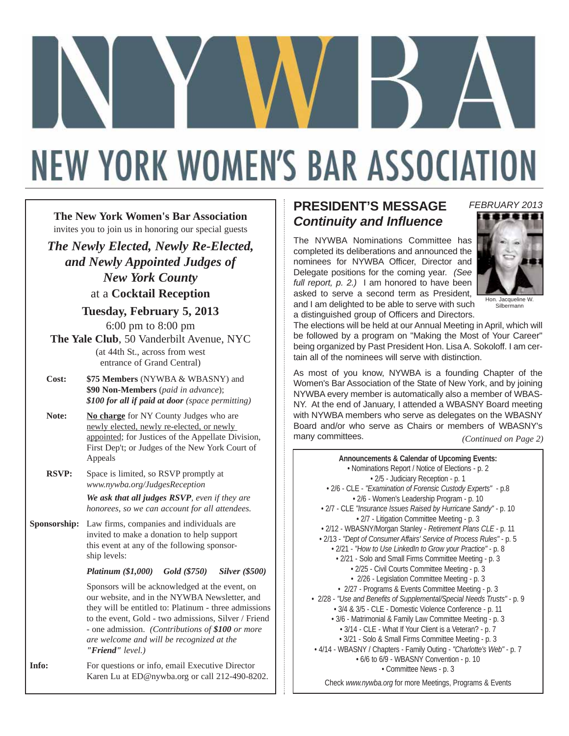# NYWBA

# NEW YORK WOMEN'S BAR ASSOCIATION

**The New York Women's Bar Association**
invites you to join us in honoring our special guests

***The Newly Elected, Newly Re-Elected, and Newly Appointed Judges of New York County***

at a **Cocktail Reception**

**Tuesday, February 5, 2013**

6:00 pm to 8:00 pm

**The Yale Club**, 50 Vanderbilt Avenue, NYC
(at 44th St., across from west entrance of Grand Central)

**Cost:** **$75 Members** (NYWBA & WBASNY) and **$90 Non-Members** (*paid in advance*); ***$100 for all if paid at door*** *(space permitting)*

**Note:** No charge for NY County Judges who are newly elected, newly re-elected, or newly appointed; for Justices of the Appellate Division, First Dep't; or Judges of the New York Court of Appeals

**RSVP:** Space is limited, so RSVP promptly at *www.nywba.org/JudgesReception*

***We ask that all judges RSVP**, even if they are honorees, so we can account for all attendees.*

**Sponsorship:** Law firms, companies and individuals are invited to make a donation to help support this event at any of the following sponsorship levels:

***Platinum ($1,000)*** ***Gold ($750)*** ***Silver ($500)***

Sponsors will be acknowledged at the event, on our website, and in the NYWBA Newsletter, and they will be entitled to: Platinum - three admissions to the event, Gold - two admissions, Silver / Friend - one admission. *(Contributions of **$100** or more are welcome and will be recognized at the **"Friend"** level.)*

**Info:** For questions or info, email Executive Director Karen Lu at ED@nywba.org or call 212-490-8202.

## PRESIDENT'S MESSAGE

### *Continuity and Influence*

*FEBRUARY 2013*

Hon. Jacqueline W. Silbermann

The NYWBA Nominations Committee has completed its deliberations and announced the nominees for NYWBA Officer, Director and Delegate positions for the coming year. *(See full report, p. 2.)* I am honored to have been asked to serve a second term as President, and I am delighted to be able to serve with such a distinguished group of Officers and Directors. The elections will be held at our Annual Meeting in April, which will be followed by a program on "Making the Most of Your Career" being organized by Past President Hon. Lisa A. Sokoloff. I am certain all of the nominees will serve with distinction.

As most of you know, NYWBA is a founding Chapter of the Women's Bar Association of the State of New York, and by joining NYWBA every member is automatically also a member of WBASNY. At the end of January, I attended a WBASNY Board meeting with NYWBA members who serve as delegates on the WBASNY Board and/or who serve as Chairs or members of WBASNY's many committees.

*(Continued on Page 2)*

**Announcements & Calendar of Upcoming Events:**

- Nominations Report / Notice of Elections - p. 2
- 2/5 - Judiciary Reception - p. 1
- 2/6 - CLE - *"Examination of Forensic Custody Experts"* - p.8
- 2/6 - Women's Leadership Program - p. 10
- 2/7 - CLE *"Insurance Issues Raised by Hurricane Sandy"* - p. 10
- 2/7 - Litigation Committee Meeting - p. 3
- 2/12 - WBASNY/Morgan Stanley - *Retirement Plans CLE* - p. 11
- 2/13 - *"Dept of Consumer Affairs' Service of Process Rules"* - p. 5
- 2/21 - *"How to Use LinkedIn to Grow your Practice"* - p. 8
- 2/21 - Solo and Small Firms Committee Meeting - p. 3
- 2/25 - Civil Courts Committee Meeting - p. 3
- 2/26 - Legislation Committee Meeting - p. 3
- 2/27 - Programs & Events Committee Meeting - p. 3
- 2/28 - *"Use and Benefits of Supplemental/Special Needs Trusts"* - p. 9
- 3/4 & 3/5 - CLE - Domestic Violence Conference - p. 11
- 3/6 - Matrimonial & Family Law Committee Meeting - p. 3
- 3/14 - CLE - What If Your Client is a Veteran? - p. 7
- 3/21 - Solo & Small Firms Committee Meeting - p. 3
- 4/14 - WBASNY / Chapters - Family Outing - *"Charlotte's Web"* - p. 7
- 6/6 to 6/9 - WBASNY Convention - p. 10
- Committee News - p. 3

Check *www.nywba.org* for more Meetings, Programs & Events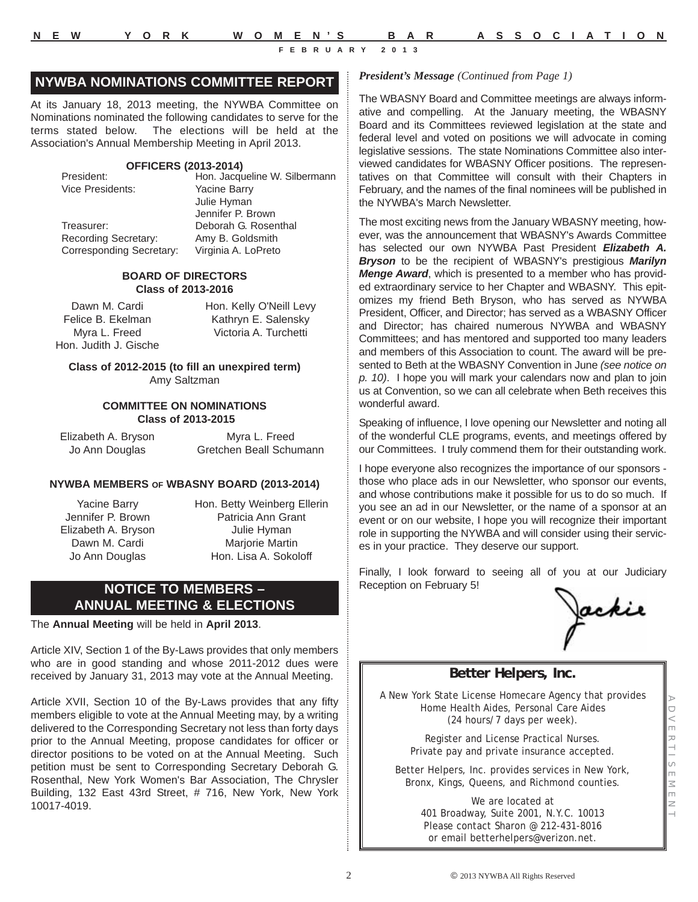## NYWBA NOMINATIONS COMMITTEE REPORT

At its January 18, 2013 meeting, the NYWBA Committee on Nominations nominated the following candidates to serve for the terms stated below. The elections will be held at the Association's Annual Membership Meeting in April 2013.

### OFFICERS (2013-2014)

| | |
|---|---|
| President: | Hon. Jacqueline W. Silbermann |
| Vice Presidents: | Yacine Barry |
| | Julie Hyman |
| | Jennifer P. Brown |
| Treasurer: | Deborah G. Rosenthal |
| Recording Secretary: | Amy B. Goldsmith |
| Corresponding Secretary: | Virginia A. LoPreto |

### BOARD OF DIRECTORS
**Class of 2013-2016**

Dawn M. Cardi
Felice B. Ekelman
Myra L. Freed
Hon. Judith J. Gische
Hon. Kelly O'Neill Levy
Kathryn E. Salensky
Victoria A. Turchetti

**Class of 2012-2015 (to fill an unexpired term)**

Amy Saltzman

### COMMITTEE ON NOMINATIONS
**Class of 2013-2015**

Elizabeth A. Bryson
Jo Ann Douglas
Myra L. Freed
Gretchen Beall Schumann

### NYWBA MEMBERS OF WBASNY BOARD (2013-2014)

Yacine Barry
Jennifer P. Brown
Elizabeth A. Bryson
Dawn M. Cardi
Jo Ann Douglas
Hon. Betty Weinberg Ellerin
Patricia Ann Grant
Julie Hyman
Marjorie Martin
Hon. Lisa A. Sokoloff

## NOTICE TO MEMBERS – ANNUAL MEETING & ELECTIONS

The **Annual Meeting** will be held in **April 2013**.

Article XIV, Section 1 of the By-Laws provides that only members who are in good standing and whose 2011-2012 dues were received by January 31, 2013 may vote at the Annual Meeting.

Article XVII, Section 10 of the By-Laws provides that any fifty members eligible to vote at the Annual Meeting may, by a writing delivered to the Corresponding Secretary not less than forty days prior to the Annual Meeting, propose candidates for officer or director positions to be voted on at the Annual Meeting. Such petition must be sent to Corresponding Secretary Deborah G. Rosenthal, New York Women's Bar Association, The Chrysler Building, 132 East 43rd Street, # 716, New York, New York 10017-4019.

***President's Message*** *(Continued from Page 1)*

The WBASNY Board and Committee meetings are always informative and compelling. At the January meeting, the WBASNY Board and its Committees reviewed legislation at the state and federal level and voted on positions we will advocate in coming legislative sessions. The state Nominations Committee also interviewed candidates for WBASNY Officer positions. The representatives on that Committee will consult with their Chapters in February, and the names of the final nominees will be published in the NYWBA's March Newsletter.

The most exciting news from the January WBASNY meeting, however, was the announcement that WBASNY's Awards Committee has selected our own NYWBA Past President ***Elizabeth A. Bryson*** to be the recipient of WBASNY's prestigious ***Marilyn Menge Award***, which is presented to a member who has provided extraordinary service to her Chapter and WBASNY. This epitomizes my friend Beth Bryson, who has served as NYWBA President, Officer, and Director; has served as a WBASNY Officer and Director; has chaired numerous NYWBA and WBASNY Committees; and has mentored and supported too many leaders and members of this Association to count. The award will be presented to Beth at the WBASNY Convention in June *(see notice on p. 10)*. I hope you will mark your calendars now and plan to join us at Convention, so we can all celebrate when Beth receives this wonderful award.

Speaking of influence, I love opening our Newsletter and noting all of the wonderful CLE programs, events, and meetings offered by our Committees. I truly commend them for their outstanding work.

I hope everyone also recognizes the importance of our sponsors - those who place ads in our Newsletter, who sponsor our events, and whose contributions make it possible for us to do so much. If you see an ad in our Newsletter, or the name of a sponsor at an event or on our website, I hope you will recognize their important role in supporting the NYWBA and will consider using their services in your practice. They deserve our support.

Finally, I look forward to seeing all of you at our Judiciary Reception on February 5!

Jackie

---

ADVERTISEMENT

**Better Helpers, Inc.**

A New York State License Homecare Agency that provides Home Health Aides, Personal Care Aides (24 hours/7 days per week).

Register and License Practical Nurses. Private pay and private insurance accepted.

Better Helpers, Inc. provides services in New York, Bronx, Kings, Queens, and Richmond counties.

We are located at
401 Broadway, Suite 2001, N.Y.C. 10013
Please contact Sharon @ 212-431-8016
or email betterhelpers@verizon.net.

© 2013 NYWBA All Rights Reserved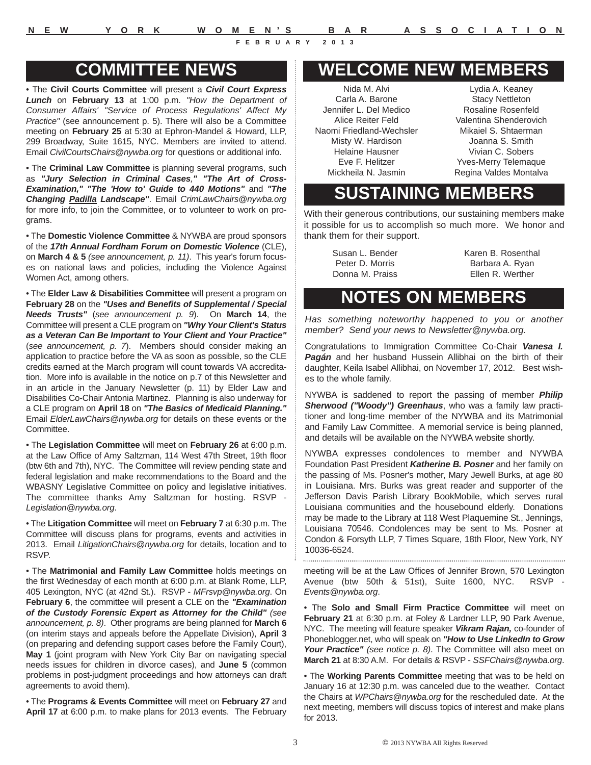# COMMITTEE NEWS

• The **Civil Courts Committee** will present a ***Civil Court Express Lunch*** on **February 13** at 1:00 p.m. *"How the Department of Consumer Affairs' "Service of Process Regulations' Affect My Practice"* (see announcement p. 5). There will also be a Committee meeting on **February 25** at 5:30 at Ephron-Mandel & Howard, LLP, 299 Broadway, Suite 1615, NYC. Members are invited to attend. Email *CivilCourtsChairs@nywba.org* for questions or additional info.

• The **Criminal Law Committee** is planning several programs, such as ***"Jury Selection in Criminal Cases," "The Art of Cross-Examination," "The 'How to' Guide to 440 Motions"*** and ***"The Changing Padilla Landscape"***. Email *CrimLawChairs@nywba.org* for more info, to join the Committee, or to volunteer to work on programs.

• The **Domestic Violence Committee** & NYWBA are proud sponsors of the ***17th Annual Fordham Forum on Domestic Violence*** (CLE), on **March 4 & 5** *(see announcement, p. 11)*. This year's forum focuses on national laws and policies, including the Violence Against Women Act, among others.

• The **Elder Law & Disabilities Committee** will present a program on **February 28** on the ***"Uses and Benefits of Supplemental / Special Needs Trusts"*** (*see announcement p. 9*). On **March 14**, the Committee will present a CLE program on ***"Why Your Client's Status as a Veteran Can Be Important to Your Client and Your Practice"*** (*see announcement, p. 7*). Members should consider making an application to practice before the VA as soon as possible, so the CLE credits earned at the March program will count towards VA accreditation. More info is available in the notice on p.7 of this Newsletter and in an article in the January Newsletter (p. 11) by Elder Law and Disabilities Co-Chair Antonia Martinez. Planning is also underway for a CLE program on **April 18** on ***"The Basics of Medicaid Planning."*** Email *ElderLawChairs@nywba.org* for details on these events or the Committee.

• The **Legislation Committee** will meet on **February 26** at 6:00 p.m. at the Law Office of Amy Saltzman, 114 West 47th Street, 19th floor (btw 6th and 7th), NYC. The Committee will review pending state and federal legislation and make recommendations to the Board and the WBASNY Legislative Committee on policy and legislative initiatives. The committee thanks Amy Saltzman for hosting. RSVP - *Legislation@nywba.org*.

• The **Litigation Committee** will meet on **February 7** at 6:30 p.m. The Committee will discuss plans for programs, events and activities in 2013. Email *LitigationChairs@nywba.org* for details, location and to RSVP.

• The **Matrimonial and Family Law Committee** holds meetings on the first Wednesday of each month at 6:00 p.m. at Blank Rome, LLP, 405 Lexington, NYC (at 42nd St.). RSVP - *MFrsvp@nywba.org*. On **February 6**, the committee will present a CLE on the ***"Examination of the Custody Forensic Expert as Attorney for the Child"*** *(see announcement, p. 8)*. Other programs are being planned for **March 6** (on interim stays and appeals before the Appellate Division), **April 3** (on preparing and defending support cases before the Family Court), **May 1** (joint program with New York City Bar on navigating special needs issues for children in divorce cases), and **June 5** (common problems in post-judgment proceedings and how attorneys can draft agreements to avoid them).

• The **Programs & Events Committee** will meet on **February 27** and **April 17** at 6:00 p.m. to make plans for 2013 events. The February meeting will be at the Law Offices of Jennifer Brown, 570 Lexington Avenue (btw 50th & 51st), Suite 1600, NYC. RSVP - *Events@nywba.org*.

• The **Solo and Small Firm Practice Committee** will meet on **February 21** at 6:30 p.m. at Foley & Lardner LLP, 90 Park Avenue, NYC. The meeting will feature speaker ***Vikram Rajan,*** co-founder of Phoneblogger.net, who will speak on ***"How to Use LinkedIn to Grow Your Practice"*** *(see notice p. 8)*. The Committee will also meet on **March 21** at 8:30 A.M. For details & RSVP - *SSFChairs@nywba.org*.

• The **Working Parents Committee** meeting that was to be held on January 16 at 12:30 p.m. was canceled due to the weather. Contact the Chairs at *WPChairs@nywba.org* for the rescheduled date. At the next meeting, members will discuss topics of interest and make plans for 2013.

# WELCOME NEW MEMBERS

Nida M. Alvi
Carla A. Barone
Jennifer L. Del Medico
Alice Reiter Feld
Naomi Friedland-Wechsler
Misty W. Hardison
Helaine Hausner
Eve F. Helitzer
Mickheila N. Jasmin
Lydia A. Keaney
Stacy Nettleton
Rosaline Rosenfeld
Valentina Shenderovich
Mikaiel S. Shtaerman
Joanna S. Smith
Vivian C. Sobers
Yves-Merry Telemaque
Regina Valdes Montalva

# SUSTAINING MEMBERS

With their generous contributions, our sustaining members make it possible for us to accomplish so much more. We honor and thank them for their support.

Susan L. Bender
Peter D. Morris
Donna M. Praiss
Karen B. Rosenthal
Barbara A. Ryan
Ellen R. Werther

# NOTES ON MEMBERS

*Has something noteworthy happened to you or another member? Send your news to Newsletter@nywba.org.*

Congratulations to Immigration Committee Co-Chair ***Vanesa I. Pagán*** and her husband Hussein Allibhai on the birth of their daughter, Keila Isabel Allibhai, on November 17, 2012. Best wishes to the whole family.

NYWBA is saddened to report the passing of member ***Philip Sherwood ("Woody") Greenhaus***, who was a family law practitioner and long-time member of the NYWBA and its Matrimonial and Family Law Committee. A memorial service is being planned, and details will be available on the NYWBA website shortly.

NYWBA expresses condolences to member and NYWBA Foundation Past President ***Katherine B. Posner*** and her family on the passing of Ms. Posner's mother, Mary Jewell Burks, at age 80 in Louisiana. Mrs. Burks was great reader and supporter of the Jefferson Davis Parish Library BookMobile, which serves rural Louisiana communities and the housebound elderly. Donations may be made to the Library at 118 West Plaquemine St., Jennings, Louisiana 70546. Condolences may be sent to Ms. Posner at Condon & Forsyth LLP, 7 Times Square, 18th Floor, New York, NY 10036-6524.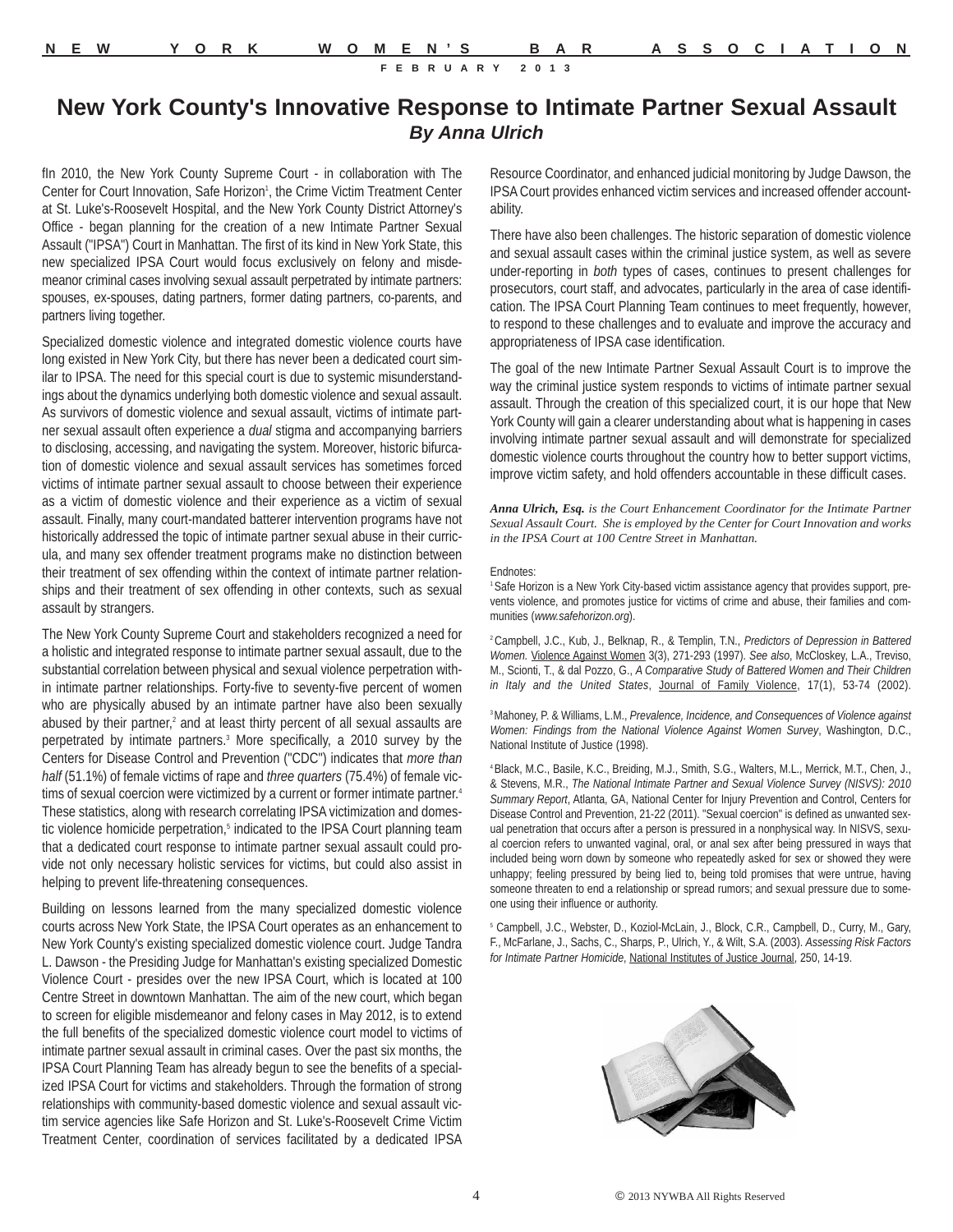# New York County's Innovative Response to Intimate Partner Sexual Assault

***By Anna Ulrich***

fIn 2010, the New York County Supreme Court - in collaboration with The Center for Court Innovation, Safe Horizon[1], the Crime Victim Treatment Center at St. Luke's-Roosevelt Hospital, and the New York County District Attorney's Office - began planning for the creation of a new Intimate Partner Sexual Assault ("IPSA") Court in Manhattan. The first of its kind in New York State, this new specialized IPSA Court would focus exclusively on felony and misdemeanor criminal cases involving sexual assault perpetrated by intimate partners: spouses, ex-spouses, dating partners, former dating partners, co-parents, and partners living together.

Specialized domestic violence and integrated domestic violence courts have long existed in New York City, but there has never been a dedicated court similar to IPSA. The need for this special court is due to systemic misunderstandings about the dynamics underlying both domestic violence and sexual assault. As survivors of domestic violence and sexual assault, victims of intimate partner sexual assault often experience a *dual* stigma and accompanying barriers to disclosing, accessing, and navigating the system. Moreover, historic bifurcation of domestic violence and sexual assault services has sometimes forced victims of intimate partner sexual assault to choose between their experience as a victim of domestic violence and their experience as a victim of sexual assault. Finally, many court-mandated batterer intervention programs have not historically addressed the topic of intimate partner sexual abuse in their curricula, and many sex offender treatment programs make no distinction between their treatment of sex offending within the context of intimate partner relationships and their treatment of sex offending in other contexts, such as sexual assault by strangers.

The New York County Supreme Court and stakeholders recognized a need for a holistic and integrated response to intimate partner sexual assault, due to the substantial correlation between physical and sexual violence perpetration within intimate partner relationships. Forty-five to seventy-five percent of women who are physically abused by an intimate partner have also been sexually abused by their partner,[2] and at least thirty percent of all sexual assaults are perpetrated by intimate partners.[3] More specifically, a 2010 survey by the Centers for Disease Control and Prevention ("CDC") indicates that *more than half* (51.1%) of female victims of rape and *three quarters* (75.4%) of female victims of sexual coercion were victimized by a current or former intimate partner.[4] These statistics, along with research correlating IPSA victimization and domestic violence homicide perpetration,[5] indicated to the IPSA Court planning team that a dedicated court response to intimate partner sexual assault could provide not only necessary holistic services for victims, but could also assist in helping to prevent life-threatening consequences.

Building on lessons learned from the many specialized domestic violence courts across New York State, the IPSA Court operates as an enhancement to New York County's existing specialized domestic violence court. Judge Tandra L. Dawson - the Presiding Judge for Manhattan's existing specialized Domestic Violence Court - presides over the new IPSA Court, which is located at 100 Centre Street in downtown Manhattan. The aim of the new court, which began to screen for eligible misdemeanor and felony cases in May 2012, is to extend the full benefits of the specialized domestic violence court model to victims of intimate partner sexual assault in criminal cases. Over the past six months, the IPSA Court Planning Team has already begun to see the benefits of a specialized IPSA Court for victims and stakeholders. Through the formation of strong relationships with community-based domestic violence and sexual assault victim service agencies like Safe Horizon and St. Luke's-Roosevelt Crime Victim Treatment Center, coordination of services facilitated by a dedicated IPSA Resource Coordinator, and enhanced judicial monitoring by Judge Dawson, the IPSA Court provides enhanced victim services and increased offender accountability.

There have also been challenges. The historic separation of domestic violence and sexual assault cases within the criminal justice system, as well as severe under-reporting in *both* types of cases, continues to present challenges for prosecutors, court staff, and advocates, particularly in the area of case identification. The IPSA Court Planning Team continues to meet frequently, however, to respond to these challenges and to evaluate and improve the accuracy and appropriateness of IPSA case identification.

The goal of the new Intimate Partner Sexual Assault Court is to improve the way the criminal justice system responds to victims of intimate partner sexual assault. Through the creation of this specialized court, it is our hope that New York County will gain a clearer understanding about what is happening in cases involving intimate partner sexual assault and will demonstrate for specialized domestic violence courts throughout the country how to better support victims, improve victim safety, and hold offenders accountable in these difficult cases.

***Anna Ulrich, Esq.** is the Court Enhancement Coordinator for the Intimate Partner Sexual Assault Court. She is employed by the Center for Court Innovation and works in the IPSA Court at 100 Centre Street in Manhattan.*

Endnotes:

[1] Safe Horizon is a New York City-based victim assistance agency that provides support, prevents violence, and promotes justice for victims of crime and abuse, their families and communities (*www.safehorizon.org*).

[2] Campbell, J.C., Kub, J., Belknap, R., & Templin, T.N., *Predictors of Depression in Battered Women.* Violence Against Women 3(3), 271-293 (1997). *See also*, McCloskey, L.A., Treviso, M., Scionti, T., & dal Pozzo, G., *A Comparative Study of Battered Women and Their Children in Italy and the United States*, Journal of Family Violence, 17(1), 53-74 (2002).

[3] Mahoney, P. & Williams, L.M., *Prevalence, Incidence, and Consequences of Violence against Women: Findings from the National Violence Against Women Survey*, Washington, D.C., National Institute of Justice (1998).

[4] Black, M.C., Basile, K.C., Breiding, M.J., Smith, S.G., Walters, M.L., Merrick, M.T., Chen, J., & Stevens, M.R., *The National Intimate Partner and Sexual Violence Survey (NISVS): 2010 Summary Report*, Atlanta, GA, National Center for Injury Prevention and Control, Centers for Disease Control and Prevention, 21-22 (2011). "Sexual coercion" is defined as unwanted sexual penetration that occurs after a person is pressured in a nonphysical way. In NISVS, sexual coercion refers to unwanted vaginal, oral, or anal sex after being pressured in ways that included being worn down by someone who repeatedly asked for sex or showed they were unhappy; feeling pressured by being lied to, being told promises that were untrue, having someone threaten to end a relationship or spread rumors; and sexual pressure due to someone using their influence or authority.

[5] Campbell, J.C., Webster, D., Koziol-McLain, J., Block, C.R., Campbell, D., Curry, M., Gary, F., McFarlane, J., Sachs, C., Sharps, P., Ulrich, Y., & Wilt, S.A. (2003). *Assessing Risk Factors for Intimate Partner Homicide*, National Institutes of Justice Journal, 250, 14-19.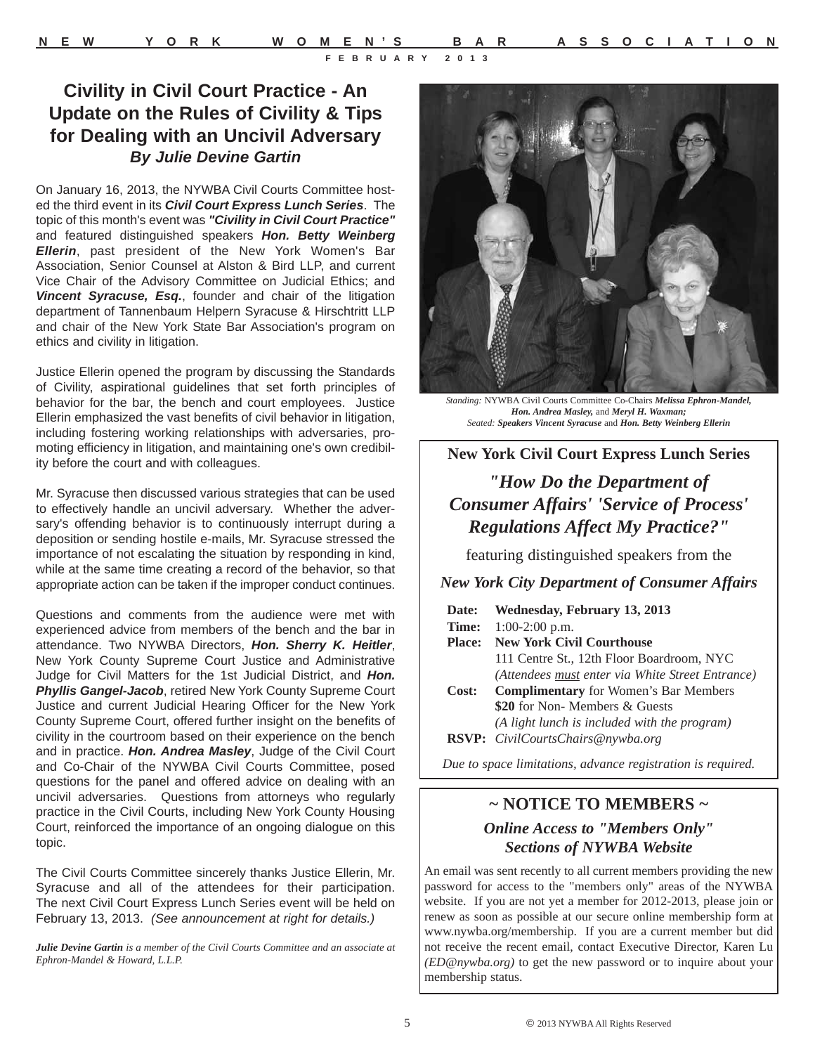# Civility in Civil Court Practice - An Update on the Rules of Civility & Tips for Dealing with an Uncivil Adversary

***By Julie Devine Gartin***

On January 16, 2013, the NYWBA Civil Courts Committee hosted the third event in its ***Civil Court Express Lunch Series***. The topic of this month's event was ***"Civility in Civil Court Practice"*** and featured distinguished speakers ***Hon. Betty Weinberg Ellerin***, past president of the New York Women's Bar Association, Senior Counsel at Alston & Bird LLP, and current Vice Chair of the Advisory Committee on Judicial Ethics; and ***Vincent Syracuse, Esq.***, founder and chair of the litigation department of Tannenbaum Helpern Syracuse & Hirschtritt LLP and chair of the New York State Bar Association's program on ethics and civility in litigation.

Justice Ellerin opened the program by discussing the Standards of Civility, aspirational guidelines that set forth principles of behavior for the bar, the bench and court employees. Justice Ellerin emphasized the vast benefits of civil behavior in litigation, including fostering working relationships with adversaries, promoting efficiency in litigation, and maintaining one's own credibility before the court and with colleagues.

Mr. Syracuse then discussed various strategies that can be used to effectively handle an uncivil adversary. Whether the adversary's offending behavior is to continuously interrupt during a deposition or sending hostile e-mails, Mr. Syracuse stressed the importance of not escalating the situation by responding in kind, while at the same time creating a record of the behavior, so that appropriate action can be taken if the improper conduct continues.

Questions and comments from the audience were met with experienced advice from members of the bench and the bar in attendance. Two NYWBA Directors, ***Hon. Sherry K. Heitler***, New York County Supreme Court Justice and Administrative Judge for Civil Matters for the 1st Judicial District, and ***Hon. Phyllis Gangel-Jacob***, retired New York County Supreme Court Justice and current Judicial Hearing Officer for the New York County Supreme Court, offered further insight on the benefits of civility in the courtroom based on their experience on the bench and in practice. ***Hon. Andrea Masley***, Judge of the Civil Court and Co-Chair of the NYWBA Civil Courts Committee, posed questions for the panel and offered advice on dealing with an uncivil adversaries. Questions from attorneys who regularly practice in the Civil Courts, including New York County Housing Court, reinforced the importance of an ongoing dialogue on this topic.

The Civil Courts Committee sincerely thanks Justice Ellerin, Mr. Syracuse and all of the attendees for their participation. The next Civil Court Express Lunch Series event will be held on February 13, 2013. *(See announcement at right for details.)*

***Julie Devine Gartin*** *is a member of the Civil Courts Committee and an associate at Ephron-Mandel & Howard, L.L.P.*

*Standing:* NYWBA Civil Courts Committee Co-Chairs ***Melissa Ephron-Mandel, Hon. Andrea Masley,*** and ***Meryl H. Waxman;*** *Seated:* ***Speakers Vincent Syracuse*** and ***Hon. Betty Weinberg Ellerin***

---

**New York Civil Court Express Lunch Series**

## *"How Do the Department of Consumer Affairs' 'Service of Process' Regulations Affect My Practice?"*

featuring distinguished speakers from the

***New York City Department of Consumer Affairs***

**Date:** **Wednesday, February 13, 2013**
**Time:** 1:00-2:00 p.m.
**Place:** **New York Civil Courthouse**
111 Centre St., 12th Floor Boardroom, NYC
*(Attendees must enter via White Street Entrance)*
**Cost:** **Complimentary** for Women's Bar Members
**$20** for Non- Members & Guests
*(A light lunch is included with the program)*
**RSVP:** *CivilCourtsChairs@nywba.org*

*Due to space limitations, advance registration is required.*

---

## ~ NOTICE TO MEMBERS ~

### *Online Access to "Members Only" Sections of NYWBA Website*

An email was sent recently to all current members providing the new password for access to the "members only" areas of the NYWBA website. If you are not yet a member for 2012-2013, please join or renew as soon as possible at our secure online membership form at www.nywba.org/membership. If you are a current member but did not receive the recent email, contact Executive Director, Karen Lu *(ED@nywba.org)* to get the new password or to inquire about your membership status.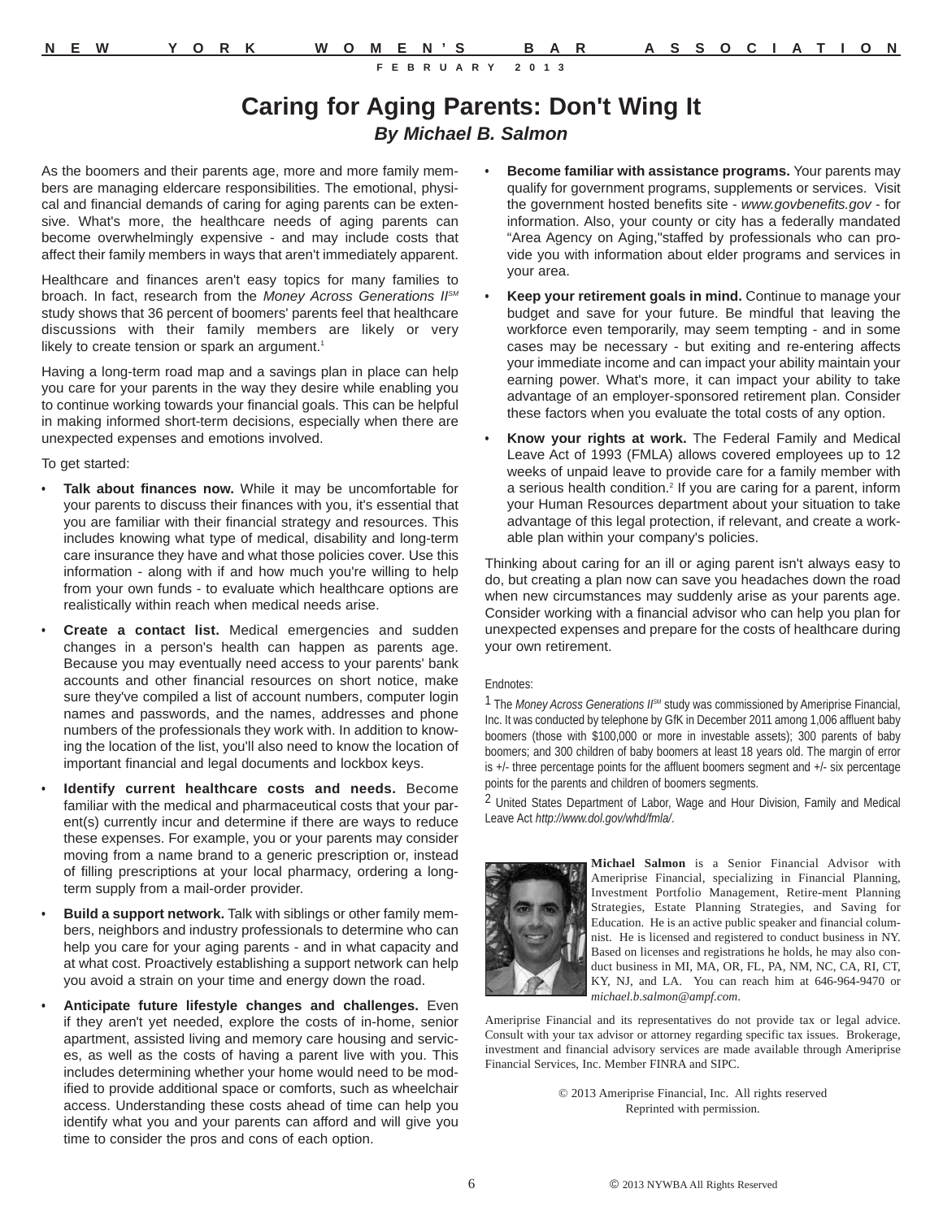# Caring for Aging Parents: Don't Wing It

***By Michael B. Salmon***

As the boomers and their parents age, more and more family members are managing eldercare responsibilities. The emotional, physical and financial demands of caring for aging parents can be extensive. What's more, the healthcare needs of aging parents can become overwhelmingly expensive - and may include costs that affect their family members in ways that aren't immediately apparent.

Healthcare and finances aren't easy topics for many families to broach. In fact, research from the *Money Across Generations II*℠ study shows that 36 percent of boomers' parents feel that healthcare discussions with their family members are likely or very likely to create tension or spark an argument.[1]

Having a long-term road map and a savings plan in place can help you care for your parents in the way they desire while enabling you to continue working towards your financial goals. This can be helpful in making informed short-term decisions, especially when there are unexpected expenses and emotions involved.

To get started:

- **Talk about finances now.** While it may be uncomfortable for your parents to discuss their finances with you, it's essential that you are familiar with their financial strategy and resources. This includes knowing what type of medical, disability and long-term care insurance they have and what those policies cover. Use this information - along with if and how much you're willing to help from your own funds - to evaluate which healthcare options are realistically within reach when medical needs arise.
- **Create a contact list.** Medical emergencies and sudden changes in a person's health can happen as parents age. Because you may eventually need access to your parents' bank accounts and other financial resources on short notice, make sure they've compiled a list of account numbers, computer login names and passwords, and the names, addresses and phone numbers of the professionals they work with. In addition to knowing the location of the list, you'll also need to know the location of important financial and legal documents and lockbox keys.
- **Identify current healthcare costs and needs.** Become familiar with the medical and pharmaceutical costs that your parent(s) currently incur and determine if there are ways to reduce these expenses. For example, you or your parents may consider moving from a name brand to a generic prescription or, instead of filling prescriptions at your local pharmacy, ordering a long-term supply from a mail-order provider.
- **Build a support network.** Talk with siblings or other family members, neighbors and industry professionals to determine who can help you care for your aging parents - and in what capacity and at what cost. Proactively establishing a support network can help you avoid a strain on your time and energy down the road.
- **Anticipate future lifestyle changes and challenges.** Even if they aren't yet needed, explore the costs of in-home, senior apartment, assisted living and memory care housing and services, as well as the costs of having a parent live with you. This includes determining whether your home would need to be modified to provide additional space or comforts, such as wheelchair access. Understanding these costs ahead of time can help you identify what you and your parents can afford and will give you time to consider the pros and cons of each option.
- **Become familiar with assistance programs.** Your parents may qualify for government programs, supplements or services. Visit the government hosted benefits site - *www.govbenefits.gov* - for information. Also, your county or city has a federally mandated "Area Agency on Aging,"staffed by professionals who can provide you with information about elder programs and services in your area.
- **Keep your retirement goals in mind.** Continue to manage your budget and save for your future. Be mindful that leaving the workforce even temporarily, may seem tempting - and in some cases may be necessary - but exiting and re-entering affects your immediate income and can impact your ability maintain your earning power. What's more, it can impact your ability to take advantage of an employer-sponsored retirement plan. Consider these factors when you evaluate the total costs of any option.
- **Know your rights at work.** The Federal Family and Medical Leave Act of 1993 (FMLA) allows covered employees up to 12 weeks of unpaid leave to provide care for a family member with a serious health condition.[2] If you are caring for a parent, inform your Human Resources department about your situation to take advantage of this legal protection, if relevant, and create a workable plan within your company's policies.

Thinking about caring for an ill or aging parent isn't always easy to do, but creating a plan now can save you headaches down the road when new circumstances may suddenly arise as your parents age. Consider working with a financial advisor who can help you plan for unexpected expenses and prepare for the costs of healthcare during your own retirement.

Endnotes:

1 The *Money Across Generations II*℠ study was commissioned by Ameriprise Financial, Inc. It was conducted by telephone by GfK in December 2011 among 1,006 affluent baby boomers (those with $100,000 or more in investable assets); 300 parents of baby boomers; and 300 children of baby boomers at least 18 years old. The margin of error is +/- three percentage points for the affluent boomers segment and +/- six percentage points for the parents and children of boomers segments.

2 United States Department of Labor, Wage and Hour Division, Family and Medical Leave Act *http://www.dol.gov/whd/fmla/*.

**Michael Salmon** is a Senior Financial Advisor with Ameriprise Financial, specializing in Financial Planning, Investment Portfolio Management, Retire-ment Planning Strategies, Estate Planning Strategies, and Saving for Education. He is an active public speaker and financial columnist. He is licensed and registered to conduct business in NY. Based on licenses and registrations he holds, he may also conduct business in MI, MA, OR, FL, PA, NM, NC, CA, RI, CT, KY, NJ, and LA. You can reach him at 646-964-9470 or *michael.b.salmon@ampf.com*.

Ameriprise Financial and its representatives do not provide tax or legal advice. Consult with your tax advisor or attorney regarding specific tax issues. Brokerage, investment and financial advisory services are made available through Ameriprise Financial Services, Inc. Member FINRA and SIPC.

© 2013 Ameriprise Financial, Inc. All rights reserved
Reprinted with permission.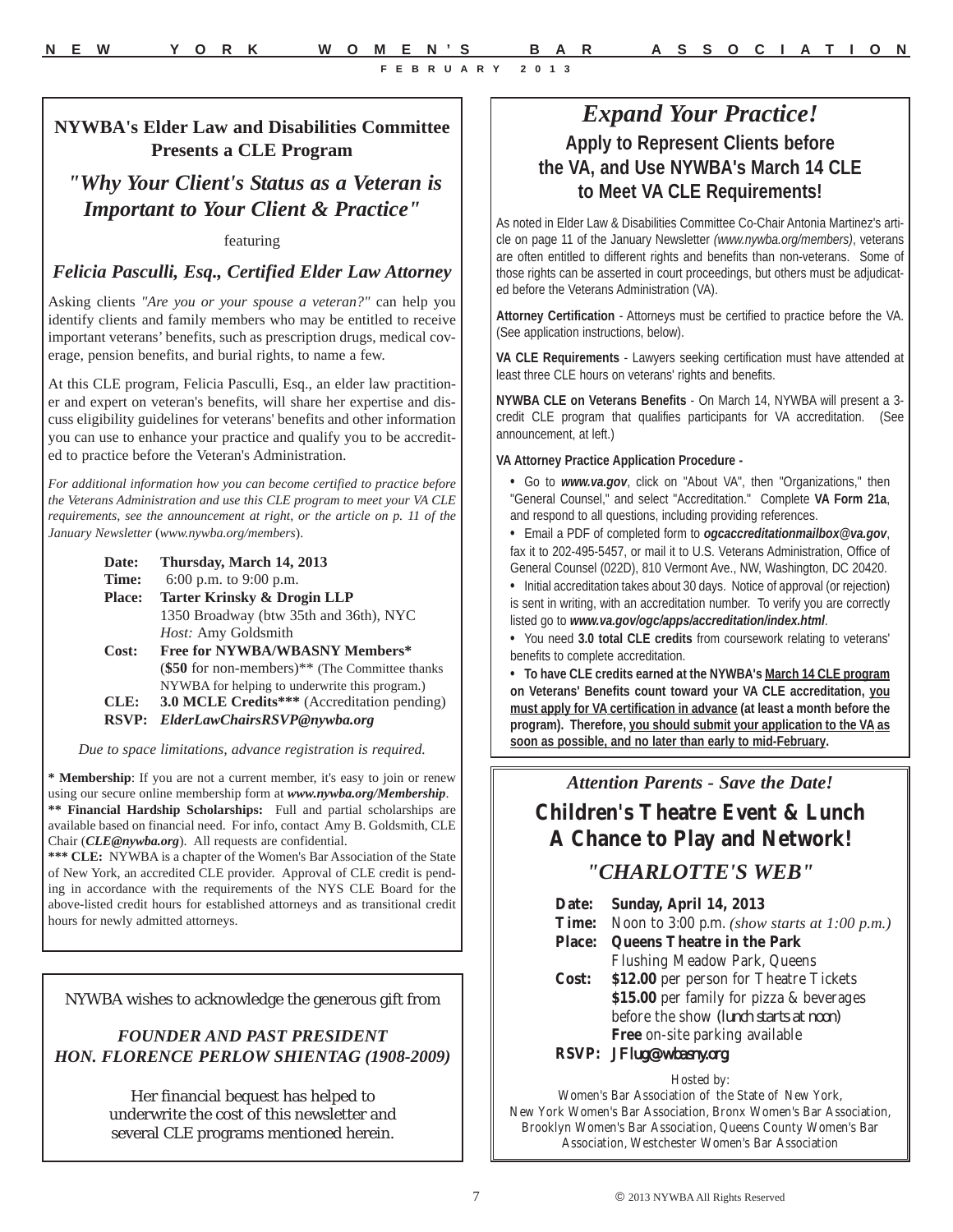## NYWBA's Elder Law and Disabilities Committee Presents a CLE Program

### *"Why Your Client's Status as a Veteran is Important to Your Client & Practice"*

featuring

### *Felicia Pasculli, Esq., Certified Elder Law Attorney*

Asking clients *"Are you or your spouse a veteran?"* can help you identify clients and family members who may be entitled to receive important veterans' benefits, such as prescription drugs, medical coverage, pension benefits, and burial rights, to name a few.

At this CLE program, Felicia Pasculli, Esq., an elder law practitioner and expert on veteran's benefits, will share her expertise and discuss eligibility guidelines for veterans' benefits and other information you can use to enhance your practice and qualify you to be accredited to practice before the Veteran's Administration.

*For additional information how you can become certified to practice before the Veterans Administration and use this CLE program to meet your VA CLE requirements, see the announcement at right, or the article on p. 11 of the January Newsletter* (*www.nywba.org/members*).

**Date:** **Thursday, March 14, 2013**
**Time:** 6:00 p.m. to 9:00 p.m.
**Place:** **Tarter Krinsky & Drogin LLP**
1350 Broadway (btw 35th and 36th), NYC
*Host:* Amy Goldsmith
**Cost:** **Free for NYWBA/WBASNY Members***
(**$50** for non-members)** (The Committee thanks NYWBA for helping to underwrite this program.)
**CLE:** **3.0 MCLE Credits***** (Accreditation pending)
**RSVP:** ***ElderLawChairsRSVP@nywba.org***

*Due to space limitations, advance registration is required.*

**\* Membership**: If you are not a current member, it's easy to join or renew using our secure online membership form at ***www.nywba.org/Membership***.
**\*\* Financial Hardship Scholarships:** Full and partial scholarships are available based on financial need. For info, contact Amy B. Goldsmith, CLE Chair (***CLE@nywba.org***). All requests are confidential.
**\*\*\* CLE:** NYWBA is a chapter of the Women's Bar Association of the State of New York, an accredited CLE provider. Approval of CLE credit is pending in accordance with the requirements of the NYS CLE Board for the above-listed credit hours for established attorneys and as transitional credit hours for newly admitted attorneys.

---

NYWBA wishes to acknowledge the generous gift from

***FOUNDER AND PAST PRESIDENT***
***HON. FLORENCE PERLOW SHIENTAG (1908-2009)***

Her financial bequest has helped to underwrite the cost of this newsletter and several CLE programs mentioned herein.

---

## *Expand Your Practice!*

### Apply to Represent Clients before the VA, and Use NYWBA's March 14 CLE to Meet VA CLE Requirements!

As noted in Elder Law & Disabilities Committee Co-Chair Antonia Martinez's article on page 11 of the January Newsletter *(www.nywba.org/members)*, veterans are often entitled to different rights and benefits than non-veterans. Some of those rights can be asserted in court proceedings, but others must be adjudicated before the Veterans Administration (VA).

**Attorney Certification** - Attorneys must be certified to practice before the VA. (See application instructions, below).

**VA CLE Requirements** - Lawyers seeking certification must have attended at least three CLE hours on veterans' rights and benefits.

**NYWBA CLE on Veterans Benefits** - On March 14, NYWBA will present a 3-credit CLE program that qualifies participants for VA accreditation. (See announcement, at left.)

**VA Attorney Practice Application Procedure -**

- Go to ***www.va.gov***, click on "About VA", then "Organizations," then "General Counsel," and select "Accreditation." Complete **VA Form 21a**, and respond to all questions, including providing references.
- Email a PDF of completed form to ***ogcaccreditationmailbox@va.gov***, fax it to 202-495-5457, or mail it to U.S. Veterans Administration, Office of General Counsel (022D), 810 Vermont Ave., NW, Washington, DC 20420.
- Initial accreditation takes about 30 days. Notice of approval (or rejection) is sent in writing, with an accreditation number. To verify you are correctly listed go to ***www.va.gov/ogc/apps/accreditation/index.html***.
- You need **3.0 total CLE credits** from coursework relating to veterans' benefits to complete accreditation.
- **To have CLE credits earned at the NYWBA's March 14 CLE program on Veterans' Benefits count toward your VA CLE accreditation, you must apply for VA certification in advance (at least a month before the program). Therefore, you should submit your application to the VA as soon as possible, and no later than early to mid-February.**

---

### *Attention Parents - Save the Date!*

## Children's Theatre Event & Lunch A Chance to Play and Network!

### *"CHARLOTTE'S WEB"*

**Date:** **Sunday, April 14, 2013**
**Time:** Noon to 3:00 p.m. *(show starts at 1:00 p.m.)*
**Place:** **Queens Theatre in the Park**
Flushing Meadow Park, Queens
**Cost:** **$12.00** per person for Theatre Tickets
**$15.00** per family for pizza & beverages before the show *(lunch starts at noon)*
**Free** on-site parking available
**RSVP:** ***JFlug@wbasny.org***

Hosted by:
Women's Bar Association of the State of New York, New York Women's Bar Association, Bronx Women's Bar Association, Brooklyn Women's Bar Association, Queens County Women's Bar Association, Westchester Women's Bar Association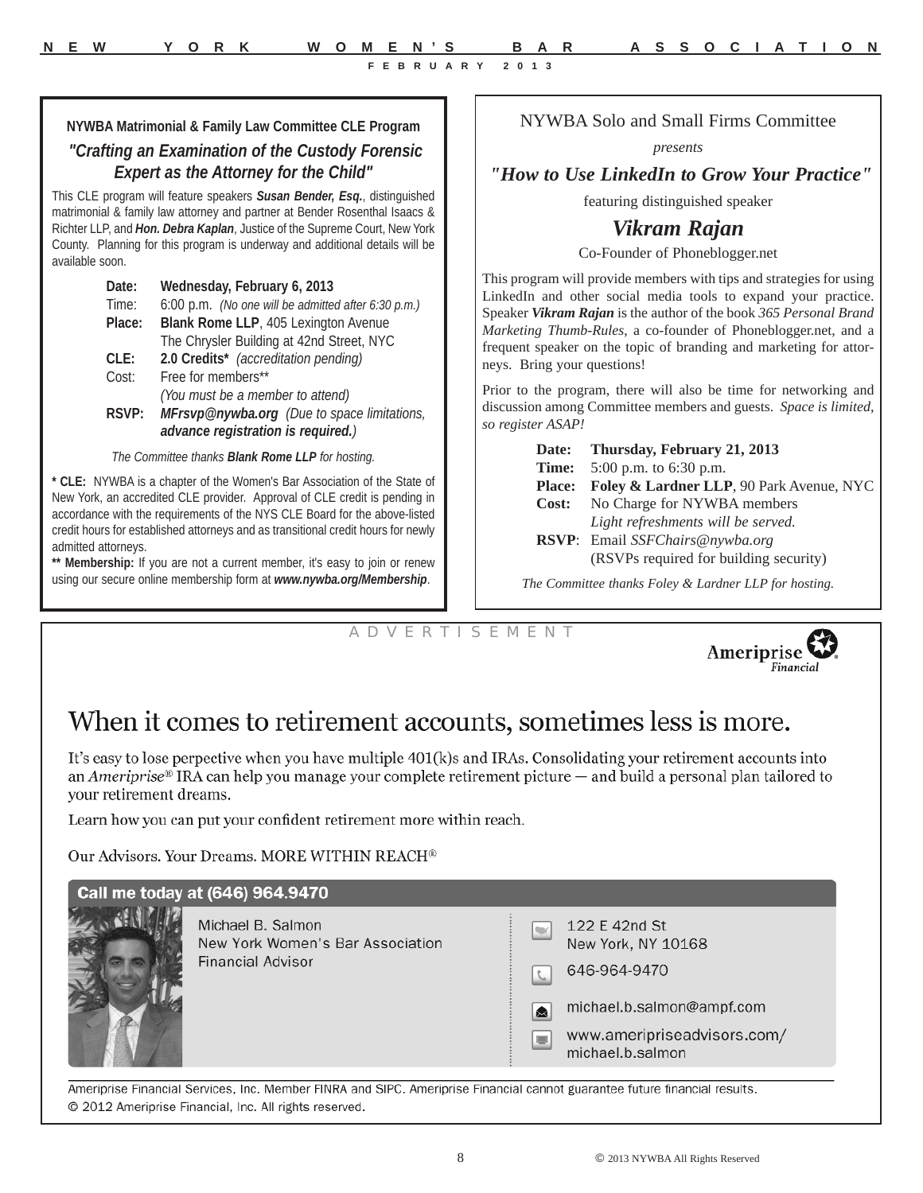## NYWBA Matrimonial & Family Law Committee CLE Program

### *"Crafting an Examination of the Custody Forensic Expert as the Attorney for the Child"*

This CLE program will feature speakers ***Susan Bender, Esq.***, distinguished matrimonial & family law attorney and partner at Bender Rosenthal Isaacs & Richter LLP, and ***Hon. Debra Kaplan***, Justice of the Supreme Court, New York County. Planning for this program is underway and additional details will be available soon.

**Date:** **Wednesday, February 6, 2013**
Time: 6:00 p.m. *(No one will be admitted after 6:30 p.m.)*
**Place:** **Blank Rome LLP**, 405 Lexington Avenue
The Chrysler Building at 42nd Street, NYC
**CLE:** **2.0 Credits*** *(accreditation pending)*
Cost: Free for members**
*(You must be a member to attend)*
**RSVP:** ***MFrsvp@nywba.org*** *(Due to space limitations,* ***advance registration is required.****)*

*The Committee thanks* ***Blank Rome LLP*** *for hosting.*

**\* CLE:** NYWBA is a chapter of the Women's Bar Association of the State of New York, an accredited CLE provider. Approval of CLE credit is pending in accordance with the requirements of the NYS CLE Board for the above-listed credit hours for established attorneys and as transitional credit hours for newly admitted attorneys.

**\*\* Membership:** If you are not a current member, it's easy to join or renew using our secure online membership form at ***www.nywba.org/Membership***.

---

NYWBA Solo and Small Firms Committee

*presents*

### *"How to Use LinkedIn to Grow Your Practice"*

featuring distinguished speaker

## *Vikram Rajan*

Co-Founder of Phoneblogger.net

This program will provide members with tips and strategies for using LinkedIn and other social media tools to expand your practice. Speaker ***Vikram Rajan*** is the author of the book *365 Personal Brand Marketing Thumb-Rules*, a co-founder of Phoneblogger.net, and a frequent speaker on the topic of branding and marketing for attorneys. Bring your questions!

Prior to the program, there will also be time for networking and discussion among Committee members and guests. *Space is limited, so register ASAP!*

**Date:** **Thursday, February 21, 2013**
**Time:** 5:00 p.m. to 6:30 p.m.
**Place:** **Foley & Lardner LLP**, 90 Park Avenue, NYC
**Cost:** No Charge for NYWBA members
*Light refreshments will be served.*
**RSVP**: Email *SSFChairs@nywba.org*
(RSVPs required for building security)

*The Committee thanks Foley & Lardner LLP for hosting.*

---

ADVERTISEMENT

Ameriprise Financial

# When it comes to retirement accounts, sometimes less is more.

It's easy to lose perpective when you have multiple 401(k)s and IRAs. Consolidating your retirement accounts into an *Ameriprise*® IRA can help you manage your complete retirement picture — and build a personal plan tailored to your retirement dreams.

Learn how you can put your confident retirement more within reach.

Our Advisors. Your Dreams. MORE WITHIN REACH®

**Call me today at (646) 964.9470**

Michael B. Salmon
New York Women's Bar Association
Financial Advisor

122 E 42nd St
New York, NY 10168

646-964-9470

michael.b.salmon@ampf.com

www.ameripriseadvisors.com/michael.b.salmon

Ameriprise Financial Services, Inc. Member FINRA and SIPC. Ameriprise Financial cannot guarantee future financial results.
© 2012 Ameriprise Financial, Inc. All rights reserved.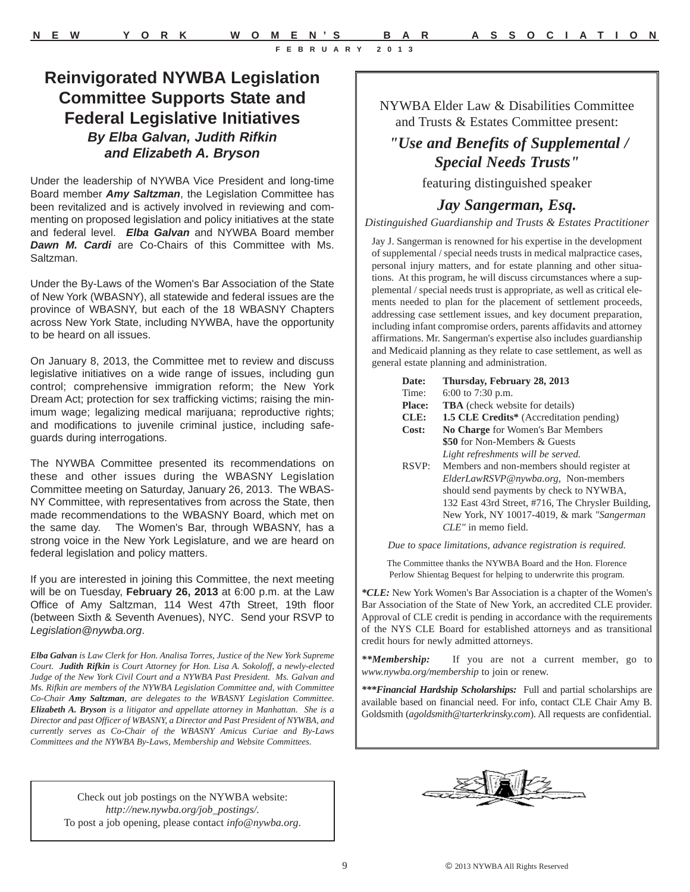# Reinvigorated NYWBA Legislation Committee Supports State and Federal Legislative Initiatives

***By Elba Galvan, Judith Rifkin and Elizabeth A. Bryson***

Under the leadership of NYWBA Vice President and long-time Board member ***Amy Saltzman***, the Legislation Committee has been revitalized and is actively involved in reviewing and commenting on proposed legislation and policy initiatives at the state and federal level. ***Elba Galvan*** and NYWBA Board member ***Dawn M. Cardi*** are Co-Chairs of this Committee with Ms. Saltzman.

Under the By-Laws of the Women's Bar Association of the State of New York (WBASNY), all statewide and federal issues are the province of WBASNY, but each of the 18 WBASNY Chapters across New York State, including NYWBA, have the opportunity to be heard on all issues.

On January 8, 2013, the Committee met to review and discuss legislative initiatives on a wide range of issues, including gun control; comprehensive immigration reform; the New York Dream Act; protection for sex trafficking victims; raising the minimum wage; legalizing medical marijuana; reproductive rights; and modifications to juvenile criminal justice, including safeguards during interrogations.

The NYWBA Committee presented its recommendations on these and other issues during the WBASNY Legislation Committee meeting on Saturday, January 26, 2013. The WBASNY Committee, with representatives from across the State, then made recommendations to the WBASNY Board, which met on the same day. The Women's Bar, through WBASNY, has a strong voice in the New York Legislature, and we are heard on federal legislation and policy matters.

If you are interested in joining this Committee, the next meeting will be on Tuesday, **February 26, 2013** at 6:00 p.m. at the Law Office of Amy Saltzman, 114 West 47th Street, 19th floor (between Sixth & Seventh Avenues), NYC. Send your RSVP to *Legislation@nywba.org*.

***Elba Galvan*** *is Law Clerk for Hon. Analisa Torres, Justice of the New York Supreme Court.* ***Judith Rifkin*** *is Court Attorney for Hon. Lisa A. Sokoloff, a newly-elected Judge of the New York Civil Court and a NYWBA Past President. Ms. Galvan and Ms. Rifkin are members of the NYWBA Legislation Committee and, with Committee Co-Chair* ***Amy Saltzman****, are delegates to the WBASNY Legislation Committee.* ***Elizabeth A. Bryson*** *is a litigator and appellate attorney in Manhattan. She is a Director and past Officer of WBASNY, a Director and Past President of NYWBA, and currently serves as Co-Chair of the WBASNY Amicus Curiae and By-Laws Committees and the NYWBA By-Laws, Membership and Website Committees.*

---

NYWBA Elder Law & Disabilities Committee and Trusts & Estates Committee present:

## *"Use and Benefits of Supplemental / Special Needs Trusts"*

featuring distinguished speaker

## *Jay Sangerman, Esq.*

*Distinguished Guardianship and Trusts & Estates Practitioner*

Jay J. Sangerman is renowned for his expertise in the development of supplemental / special needs trusts in medical malpractice cases, personal injury matters, and for estate planning and other situations. At this program, he will discuss circumstances where a supplemental / special needs trust is appropriate, as well as critical elements needed to plan for the placement of settlement proceeds, addressing case settlement issues, and key document preparation, including infant compromise orders, parents affidavits and attorney affirmations. Mr. Sangerman's expertise also includes guardianship and Medicaid planning as they relate to case settlement, as well as general estate planning and administration.

**Date:** **Thursday, February 28, 2013**
Time: 6:00 to 7:30 p.m.
**Place:** **TBA** (check website for details)
**CLE:** **1.5 CLE Credits*** (Accreditation pending)
**Cost:** **No Charge** for Women's Bar Members
**$50** for Non-Members & Guests
*Light refreshments will be served.*
RSVP: Members and non-members should register at *ElderLawRSVP@nywba.org*, Non-members should send payments by check to NYWBA, 132 East 43rd Street, #716, The Chrysler Building, New York, NY 10017-4019, & mark *"Sangerman CLE"* in memo field.

*Due to space limitations, advance registration is required.*

The Committee thanks the NYWBA Board and the Hon. Florence Perlow Shientag Bequest for helping to underwrite this program.

***\*CLE:*** New York Women's Bar Association is a chapter of the Women's Bar Association of the State of New York, an accredited CLE provider. Approval of CLE credit is pending in accordance with the requirements of the NYS CLE Board for established attorneys and as transitional credit hours for newly admitted attorneys.

***\*\*Membership:*** If you are not a current member, go to *www.nywba.org/membership* to join or renew.

***\*\*\*Financial Hardship Scholarships:*** Full and partial scholarships are available based on financial need. For info, contact CLE Chair Amy B. Goldsmith (*agoldsmith@tarterkrinsky.com*). All requests are confidential.

---

Check out job postings on the NYWBA website: *http://new.nywba.org/job_postings/*. To post a job opening, please contact *info@nywba.org*.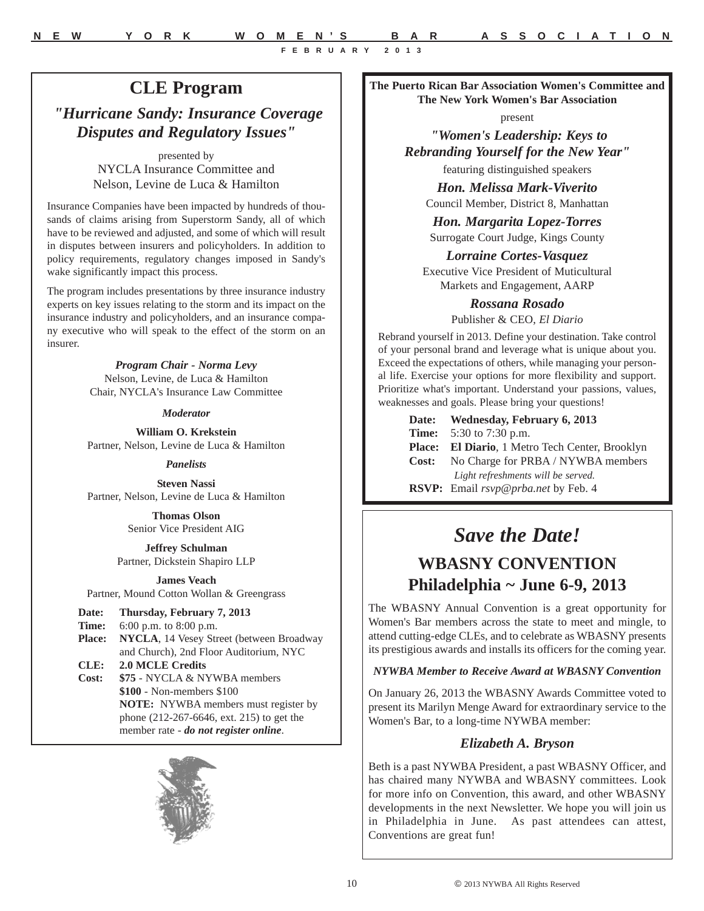# CLE Program

## *"Hurricane Sandy: Insurance Coverage Disputes and Regulatory Issues"*

presented by
NYCLA Insurance Committee and
Nelson, Levine de Luca & Hamilton

Insurance Companies have been impacted by hundreds of thousands of claims arising from Superstorm Sandy, all of which have to be reviewed and adjusted, and some of which will result in disputes between insurers and policyholders. In addition to policy requirements, regulatory changes imposed in Sandy's wake significantly impact this process.

The program includes presentations by three insurance industry experts on key issues relating to the storm and its impact on the insurance industry and policyholders, and an insurance company executive who will speak to the effect of the storm on an insurer.

***Program Chair - Norma Levy***
Nelson, Levine, de Luca & Hamilton
Chair, NYCLA's Insurance Law Committee

***Moderator***

**William O. Krekstein**
Partner, Nelson, Levine de Luca & Hamilton

***Panelists***

**Steven Nassi**
Partner, Nelson, Levine de Luca & Hamilton

**Thomas Olson**
Senior Vice President AIG

**Jeffrey Schulman**
Partner, Dickstein Shapiro LLP

**James Veach**
Partner, Mound Cotton Wollan & Greengrass

**Date:** **Thursday, February 7, 2013**
**Time:** 6:00 p.m. to 8:00 p.m.
**Place:** **NYCLA**, 14 Vesey Street (between Broadway and Church), 2nd Floor Auditorium, NYC
**CLE:** **2.0 MCLE Credits**
**Cost:** **$75** - NYCLA & NYWBA members
**$100** - Non-members $100
**NOTE:** NYWBA members must register by phone (212-267-6646, ext. 215) to get the member rate - ***do not register online***.

---

**The Puerto Rican Bar Association Women's Committee and The New York Women's Bar Association**

present

## *"Women's Leadership: Keys to Rebranding Yourself for the New Year"*

featuring distinguished speakers

***Hon. Melissa Mark-Viverito***
Council Member, District 8, Manhattan

***Hon. Margarita Lopez-Torres***
Surrogate Court Judge, Kings County

***Lorraine Cortes-Vasquez***
Executive Vice President of Muticultural Markets and Engagement, AARP

***Rossana Rosado***
Publisher & CEO, *El Diario*

Rebrand yourself in 2013. Define your destination. Take control of your personal brand and leverage what is unique about you. Exceed the expectations of others, while managing your personal life. Exercise your options for more flexibility and support. Prioritize what's important. Understand your passions, values, weaknesses and goals. Please bring your questions!

**Date:** **Wednesday, February 6, 2013**
**Time:** 5:30 to 7:30 p.m.
**Place:** **El Diario**, 1 Metro Tech Center, Brooklyn
**Cost:** No Charge for PRBA / NYWBA members
*Light refreshments will be served.*
**RSVP:** Email *rsvp@prba.net* by Feb. 4

---

# *Save the Date!*

## WBASNY CONVENTION Philadelphia ~ June 6-9, 2013

The WBASNY Annual Convention is a great opportunity for Women's Bar members across the state to meet and mingle, to attend cutting-edge CLEs, and to celebrate as WBASNY presents its prestigious awards and installs its officers for the coming year.

***NYWBA Member to Receive Award at WBASNY Convention***

On January 26, 2013 the WBASNY Awards Committee voted to present its Marilyn Menge Award for extraordinary service to the Women's Bar, to a long-time NYWBA member:

***Elizabeth A. Bryson***

Beth is a past NYWBA President, a past WBASNY Officer, and has chaired many NYWBA and WBASNY committees. Look for more info on Convention, this award, and other WBASNY developments in the next Newsletter. We hope you will join us in Philadelphia in June. As past attendees can attest, Conventions are great fun!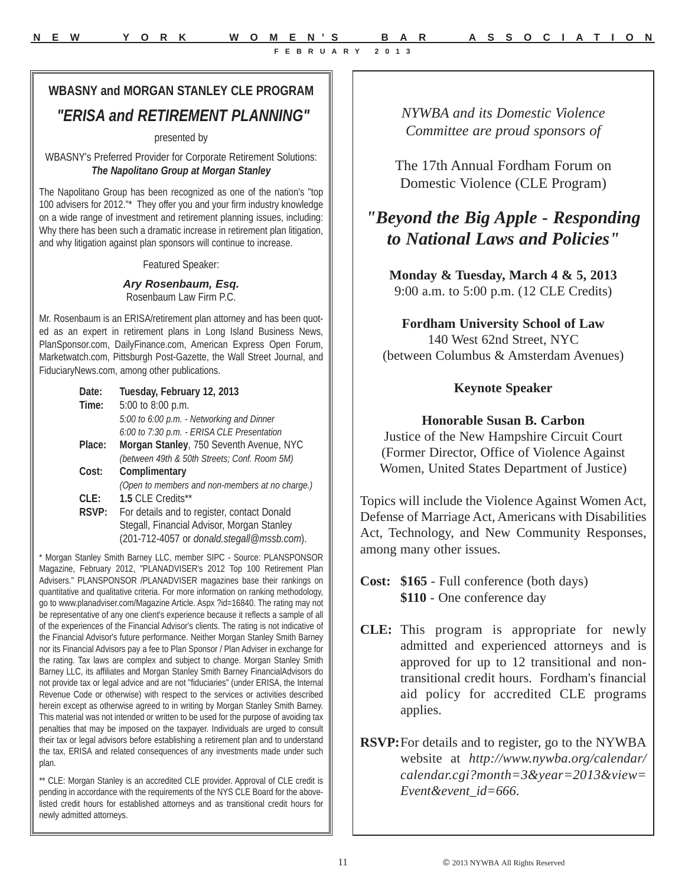## WBASNY and MORGAN STANLEY CLE PROGRAM

## *"ERISA and RETIREMENT PLANNING"*

presented by

WBASNY's Preferred Provider for Corporate Retirement Solutions:
***The Napolitano Group at Morgan Stanley***

The Napolitano Group has been recognized as one of the nation's "top 100 advisers for 2012."* They offer you and your firm industry knowledge on a wide range of investment and retirement planning issues, including: Why there has been such a dramatic increase in retirement plan litigation, and why litigation against plan sponsors will continue to increase.

Featured Speaker:

***Ary Rosenbaum, Esq.***
Rosenbaum Law Firm P.C.

Mr. Rosenbaum is an ERISA/retirement plan attorney and has been quoted as an expert in retirement plans in Long Island Business News, PlanSponsor.com, DailyFinance.com, American Express Open Forum, Marketwatch.com, Pittsburgh Post-Gazette, the Wall Street Journal, and FiduciaryNews.com, among other publications.

**Date:** **Tuesday, February 12, 2013**
**Time:** 5:00 to 8:00 p.m.
*5:00 to 6:00 p.m. - Networking and Dinner*
*6:00 to 7:30 p.m. - ERISA CLE Presentation*
**Place:** **Morgan Stanley**, 750 Seventh Avenue, NYC
*(between 49th & 50th Streets; Conf. Room 5M)*
**Cost:** **Complimentary**
*(Open to members and non-members at no charge.)*
**CLE:** **1.5** CLE Credits**
**RSVP:** For details and to register, contact Donald Stegall, Financial Advisor, Morgan Stanley (201-712-4057 or *donald.stegall@mssb.com*).

* Morgan Stanley Smith Barney LLC, member SIPC - Source: PLANSPONSOR Magazine, February 2012, "PLANADVISER's 2012 Top 100 Retirement Plan Advisers." PLANSPONSOR /PLANADVISER magazines base their rankings on quantitative and qualitative criteria. For more information on ranking methodology, go to www.planadviser.com/Magazine Article. Aspx ?id=16840. The rating may not be representative of any one client's experience because it reflects a sample of all of the experiences of the Financial Advisor's clients. The rating is not indicative of the Financial Advisor's future performance. Neither Morgan Stanley Smith Barney nor its Financial Advisors pay a fee to Plan Sponsor / Plan Adviser in exchange for the rating. Tax laws are complex and subject to change. Morgan Stanley Smith Barney LLC, its affiliates and Morgan Stanley Smith Barney FinancialAdvisors do not provide tax or legal advice and are not "fiduciaries" (under ERISA, the Internal Revenue Code or otherwise) with respect to the services or activities described herein except as otherwise agreed to in writing by Morgan Stanley Smith Barney. This material was not intended or written to be used for the purpose of avoiding tax penalties that may be imposed on the taxpayer. Individuals are urged to consult their tax or legal advisors before establishing a retirement plan and to understand the tax, ERISA and related consequences of any investments made under such plan.

** CLE: Morgan Stanley is an accredited CLE provider. Approval of CLE credit is pending in accordance with the requirements of the NYS CLE Board for the above-listed credit hours for established attorneys and as transitional credit hours for newly admitted attorneys.

---

*NYWBA and its Domestic Violence Committee are proud sponsors of*

The 17th Annual Fordham Forum on Domestic Violence (CLE Program)

## *"Beyond the Big Apple - Responding to National Laws and Policies"*

**Monday & Tuesday, March 4 & 5, 2013**
9:00 a.m. to 5:00 p.m. (12 CLE Credits)

**Fordham University School of Law**
140 West 62nd Street, NYC
(between Columbus & Amsterdam Avenues)

**Keynote Speaker**

**Honorable Susan B. Carbon**
Justice of the New Hampshire Circuit Court
(Former Director, Office of Violence Against Women, United States Department of Justice)

Topics will include the Violence Against Women Act, Defense of Marriage Act, Americans with Disabilities Act, Technology, and New Community Responses, among many other issues.

**Cost:** **$165** - Full conference (both days)
**$110** - One conference day

**CLE:** This program is appropriate for newly admitted and experienced attorneys and is approved for up to 12 transitional and non-transitional credit hours. Fordham's financial aid policy for accredited CLE programs applies.

**RSVP:** For details and to register, go to the NYWBA website at *http://www.nywba.org/calendar/calendar.cgi?month=3&year=2013&view=Event&event_id=666*.

© 2013 NYWBA All Rights Reserved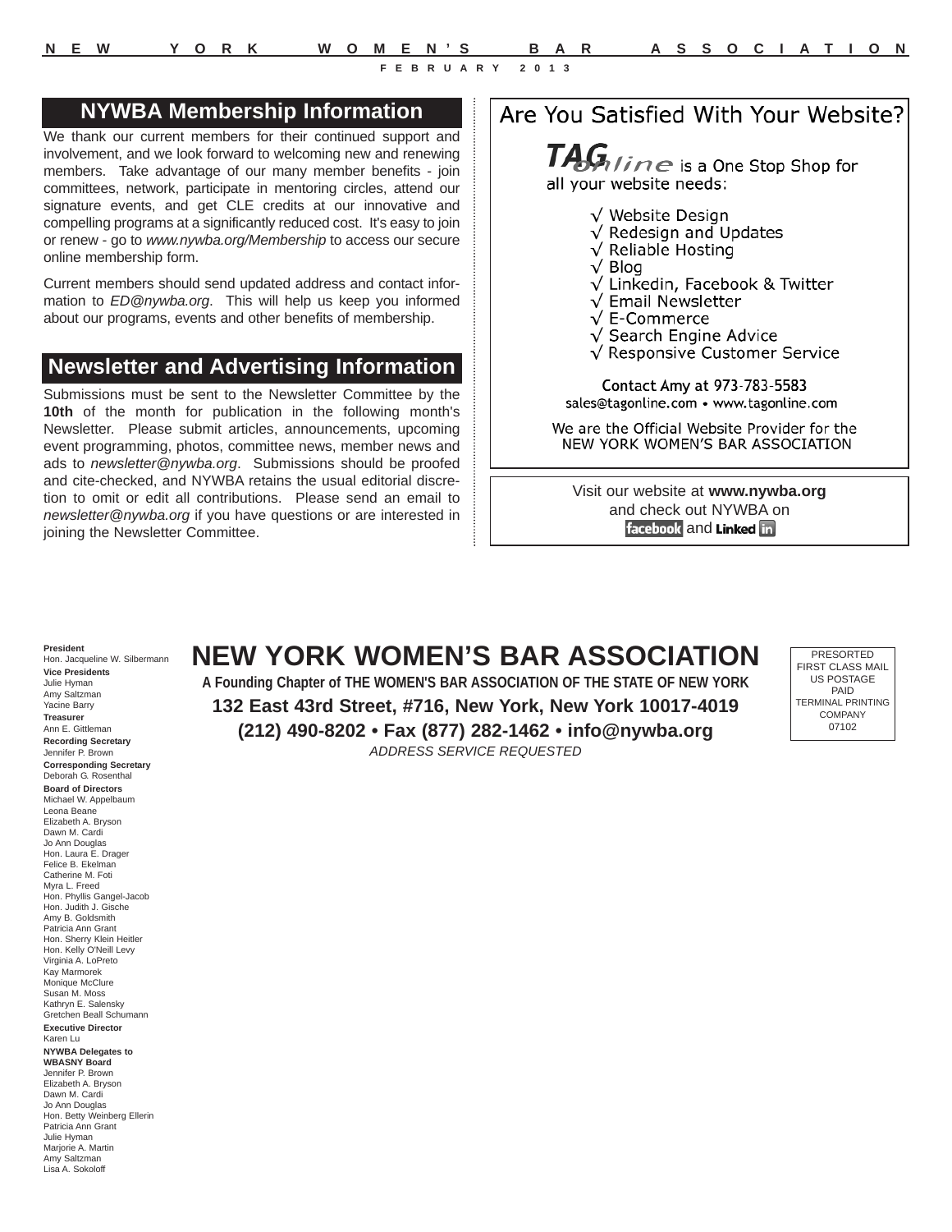## NYWBA Membership Information

We thank our current members for their continued support and involvement, and we look forward to welcoming new and renewing members. Take advantage of our many member benefits - join committees, network, participate in mentoring circles, attend our signature events, and get CLE credits at our innovative and compelling programs at a significantly reduced cost. It's easy to join or renew - go to *www.nywba.org/Membership* to access our secure online membership form.

Current members should send updated address and contact information to *ED@nywba.org*. This will help us keep you informed about our programs, events and other benefits of membership.

## Newsletter and Advertising Information

Submissions must be sent to the Newsletter Committee by the **10th** of the month for publication in the following month's Newsletter. Please submit articles, announcements, upcoming event programming, photos, committee news, member news and ads to *newsletter@nywba.org*. Submissions should be proofed and cite-checked, and NYWBA retains the usual editorial discretion to omit or edit all contributions. Please send an email to *newsletter@nywba.org* if you have questions or are interested in joining the Newsletter Committee.

## Are You Satisfied With Your Website?

**TAG** *online* is a One Stop Shop for all your website needs:

- √ Website Design
- √ Redesign and Updates
- √ Reliable Hosting
- √ Blog
- √ Linkedin, Facebook & Twitter
- √ Email Newsletter
- √ E-Commerce
- √ Search Engine Advice
- √ Responsive Customer Service

Contact Amy at 973-783-5583
sales@tagonline.com • www.tagonline.com

We are the Official Website Provider for the NEW YORK WOMEN'S BAR ASSOCIATION

Visit our website at **www.nywba.org** and check out NYWBA on facebook and LinkedIn

**President**
Hon. Jacqueline W. Silbermann
**Vice Presidents**
Julie Hyman
Amy Saltzman
Yacine Barry
**Treasurer**
Ann E. Gittleman
**Recording Secretary**
Jennifer P. Brown
**Corresponding Secretary**
Deborah G. Rosenthal
**Board of Directors**
Michael W. Appelbaum
Leona Beane
Elizabeth A. Bryson
Dawn M. Cardi
Jo Ann Douglas
Hon. Laura E. Drager
Felice B. Ekelman
Catherine M. Foti
Myra L. Freed
Hon. Phyllis Gangel-Jacob
Hon. Judith J. Gische
Amy B. Goldsmith
Patricia Ann Grant
Hon. Sherry Klein Heitler
Hon. Kelly O'Neill Levy
Virginia A. LoPreto
Kay Marmorek
Monique McClure
Susan M. Moss
Kathryn E. Salensky
Gretchen Beall Schumann
**Executive Director**
Karen Lu
**NYWBA Delegates to WBASNY Board**
Jennifer P. Brown
Elizabeth A. Bryson
Dawn M. Cardi
Jo Ann Douglas
Hon. Betty Weinberg Ellerin
Patricia Ann Grant
Julie Hyman
Marjorie A. Martin
Amy Saltzman
Lisa A. Sokoloff

# NEW YORK WOMEN'S BAR ASSOCIATION

**A Founding Chapter of THE WOMEN'S BAR ASSOCIATION OF THE STATE OF NEW YORK**

**132 East 43rd Street, #716, New York, New York 10017-4019**

**(212) 490-8202 • Fax (877) 282-1462 • info@nywba.org**

*ADDRESS SERVICE REQUESTED*

PRESORTED
FIRST CLASS MAIL
US POSTAGE
PAID
TERMINAL PRINTING
COMPANY
07102